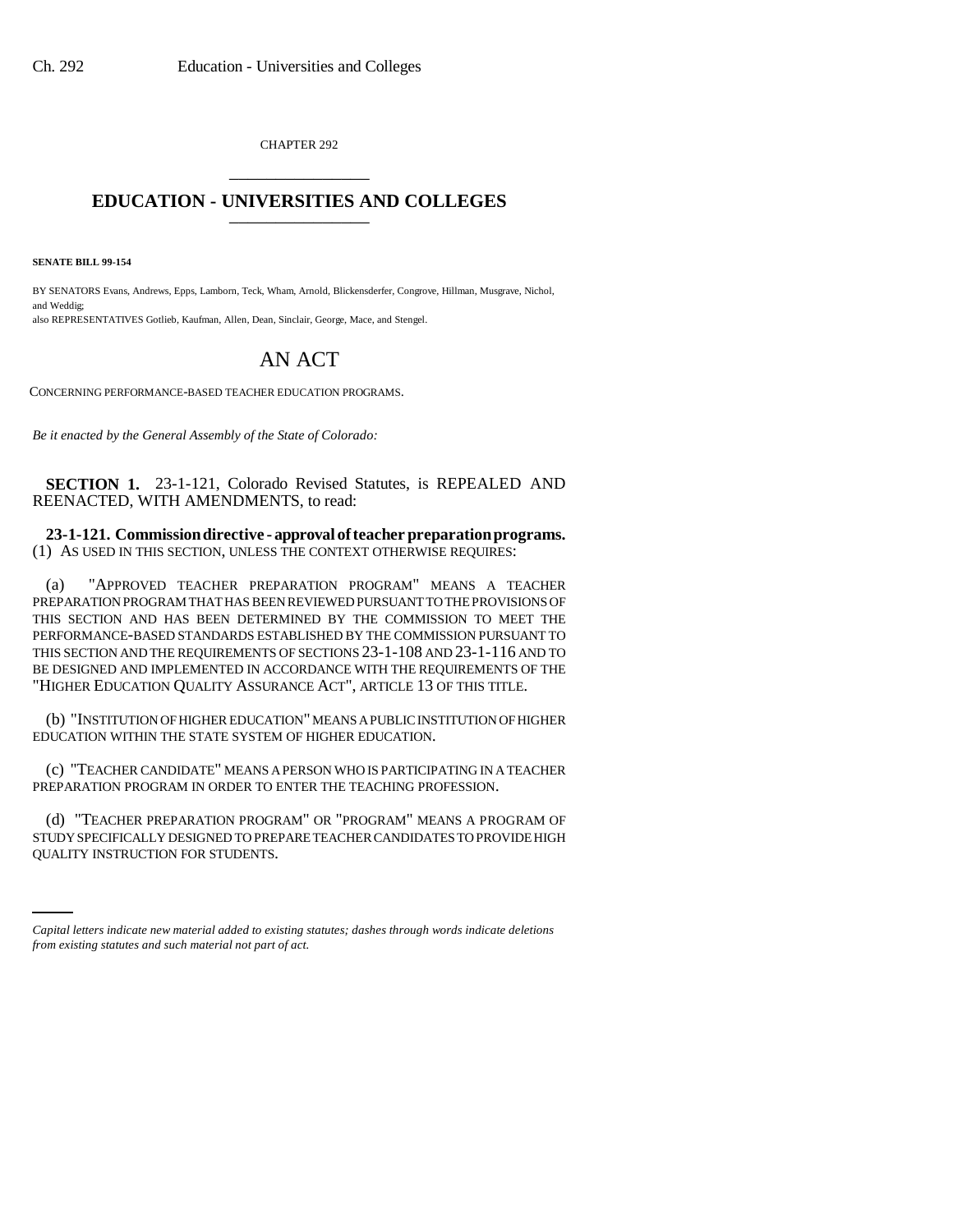CHAPTER 292

# EDUCATION - UNIVERSITIES AND COLLEGES

**SENATE BILL 99-154**

BY SENATORS Evans, Andrews, Epps, Lamborn, Teck, Wham, Arnold, Blickensderfer, Congrove, Hillman, Musgrave, Nichol, and Weddig;
also REPRESENTATIVES Gotlieb, Kaufman, Allen, Dean, Sinclair, George, Mace, and Stengel.

## AN ACT

CONCERNING PERFORMANCE-BASED TEACHER EDUCATION PROGRAMS.

*Be it enacted by the General Assembly of the State of Colorado:*

**SECTION 1.** 23-1-121, Colorado Revised Statutes, is REPEALED AND REENACTED, WITH AMENDMENTS, to read:

**23-1-121. Commission directive - approval of teacher preparation programs.** (1) AS USED IN THIS SECTION, UNLESS THE CONTEXT OTHERWISE REQUIRES:

(a) "APPROVED TEACHER PREPARATION PROGRAM" MEANS A TEACHER PREPARATION PROGRAM THAT HAS BEEN REVIEWED PURSUANT TO THE PROVISIONS OF THIS SECTION AND HAS BEEN DETERMINED BY THE COMMISSION TO MEET THE PERFORMANCE-BASED STANDARDS ESTABLISHED BY THE COMMISSION PURSUANT TO THIS SECTION AND THE REQUIREMENTS OF SECTIONS 23-1-108 AND 23-1-116 AND TO BE DESIGNED AND IMPLEMENTED IN ACCORDANCE WITH THE REQUIREMENTS OF THE "HIGHER EDUCATION QUALITY ASSURANCE ACT", ARTICLE 13 OF THIS TITLE.

(b) "INSTITUTION OF HIGHER EDUCATION" MEANS A PUBLIC INSTITUTION OF HIGHER EDUCATION WITHIN THE STATE SYSTEM OF HIGHER EDUCATION.

(c) "TEACHER CANDIDATE" MEANS A PERSON WHO IS PARTICIPATING IN A TEACHER PREPARATION PROGRAM IN ORDER TO ENTER THE TEACHING PROFESSION.

(d) "TEACHER PREPARATION PROGRAM" OR "PROGRAM" MEANS A PROGRAM OF STUDY SPECIFICALLY DESIGNED TO PREPARE TEACHER CANDIDATES TO PROVIDE HIGH QUALITY INSTRUCTION FOR STUDENTS.

*Capital letters indicate new material added to existing statutes; dashes through words indicate deletions from existing statutes and such material not part of act.*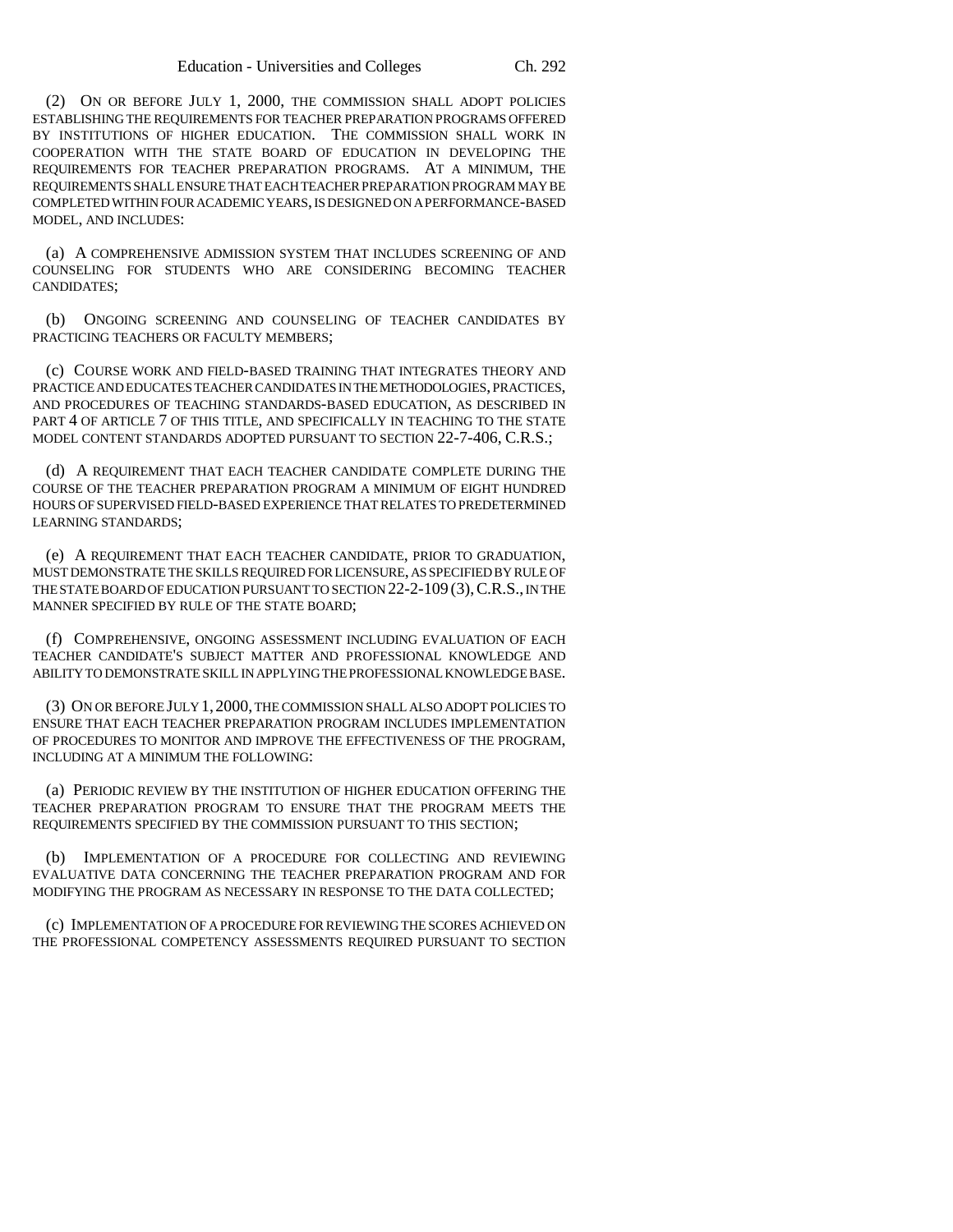(2) ON OR BEFORE JULY 1, 2000, THE COMMISSION SHALL ADOPT POLICIES ESTABLISHING THE REQUIREMENTS FOR TEACHER PREPARATION PROGRAMS OFFERED BY INSTITUTIONS OF HIGHER EDUCATION. THE COMMISSION SHALL WORK IN COOPERATION WITH THE STATE BOARD OF EDUCATION IN DEVELOPING THE REQUIREMENTS FOR TEACHER PREPARATION PROGRAMS. AT A MINIMUM, THE REQUIREMENTS SHALL ENSURE THAT EACH TEACHER PREPARATION PROGRAM MAY BE COMPLETED WITHIN FOUR ACADEMIC YEARS, IS DESIGNED ON A PERFORMANCE-BASED MODEL, AND INCLUDES:

(a) A COMPREHENSIVE ADMISSION SYSTEM THAT INCLUDES SCREENING OF AND COUNSELING FOR STUDENTS WHO ARE CONSIDERING BECOMING TEACHER CANDIDATES;

(b) ONGOING SCREENING AND COUNSELING OF TEACHER CANDIDATES BY PRACTICING TEACHERS OR FACULTY MEMBERS;

(c) COURSE WORK AND FIELD-BASED TRAINING THAT INTEGRATES THEORY AND PRACTICE AND EDUCATES TEACHER CANDIDATES IN THE METHODOLOGIES, PRACTICES, AND PROCEDURES OF TEACHING STANDARDS-BASED EDUCATION, AS DESCRIBED IN PART 4 OF ARTICLE 7 OF THIS TITLE, AND SPECIFICALLY IN TEACHING TO THE STATE MODEL CONTENT STANDARDS ADOPTED PURSUANT TO SECTION 22-7-406, C.R.S.;

(d) A REQUIREMENT THAT EACH TEACHER CANDIDATE COMPLETE DURING THE COURSE OF THE TEACHER PREPARATION PROGRAM A MINIMUM OF EIGHT HUNDRED HOURS OF SUPERVISED FIELD-BASED EXPERIENCE THAT RELATES TO PREDETERMINED LEARNING STANDARDS;

(e) A REQUIREMENT THAT EACH TEACHER CANDIDATE, PRIOR TO GRADUATION, MUST DEMONSTRATE THE SKILLS REQUIRED FOR LICENSURE, AS SPECIFIED BY RULE OF THE STATE BOARD OF EDUCATION PURSUANT TO SECTION 22-2-109 (3), C.R.S., IN THE MANNER SPECIFIED BY RULE OF THE STATE BOARD;

(f) COMPREHENSIVE, ONGOING ASSESSMENT INCLUDING EVALUATION OF EACH TEACHER CANDIDATE'S SUBJECT MATTER AND PROFESSIONAL KNOWLEDGE AND ABILITY TO DEMONSTRATE SKILL IN APPLYING THE PROFESSIONAL KNOWLEDGE BASE.

(3) ON OR BEFORE JULY 1, 2000, THE COMMISSION SHALL ALSO ADOPT POLICIES TO ENSURE THAT EACH TEACHER PREPARATION PROGRAM INCLUDES IMPLEMENTATION OF PROCEDURES TO MONITOR AND IMPROVE THE EFFECTIVENESS OF THE PROGRAM, INCLUDING AT A MINIMUM THE FOLLOWING:

(a) PERIODIC REVIEW BY THE INSTITUTION OF HIGHER EDUCATION OFFERING THE TEACHER PREPARATION PROGRAM TO ENSURE THAT THE PROGRAM MEETS THE REQUIREMENTS SPECIFIED BY THE COMMISSION PURSUANT TO THIS SECTION;

(b) IMPLEMENTATION OF A PROCEDURE FOR COLLECTING AND REVIEWING EVALUATIVE DATA CONCERNING THE TEACHER PREPARATION PROGRAM AND FOR MODIFYING THE PROGRAM AS NECESSARY IN RESPONSE TO THE DATA COLLECTED;

(c) IMPLEMENTATION OF A PROCEDURE FOR REVIEWING THE SCORES ACHIEVED ON THE PROFESSIONAL COMPETENCY ASSESSMENTS REQUIRED PURSUANT TO SECTION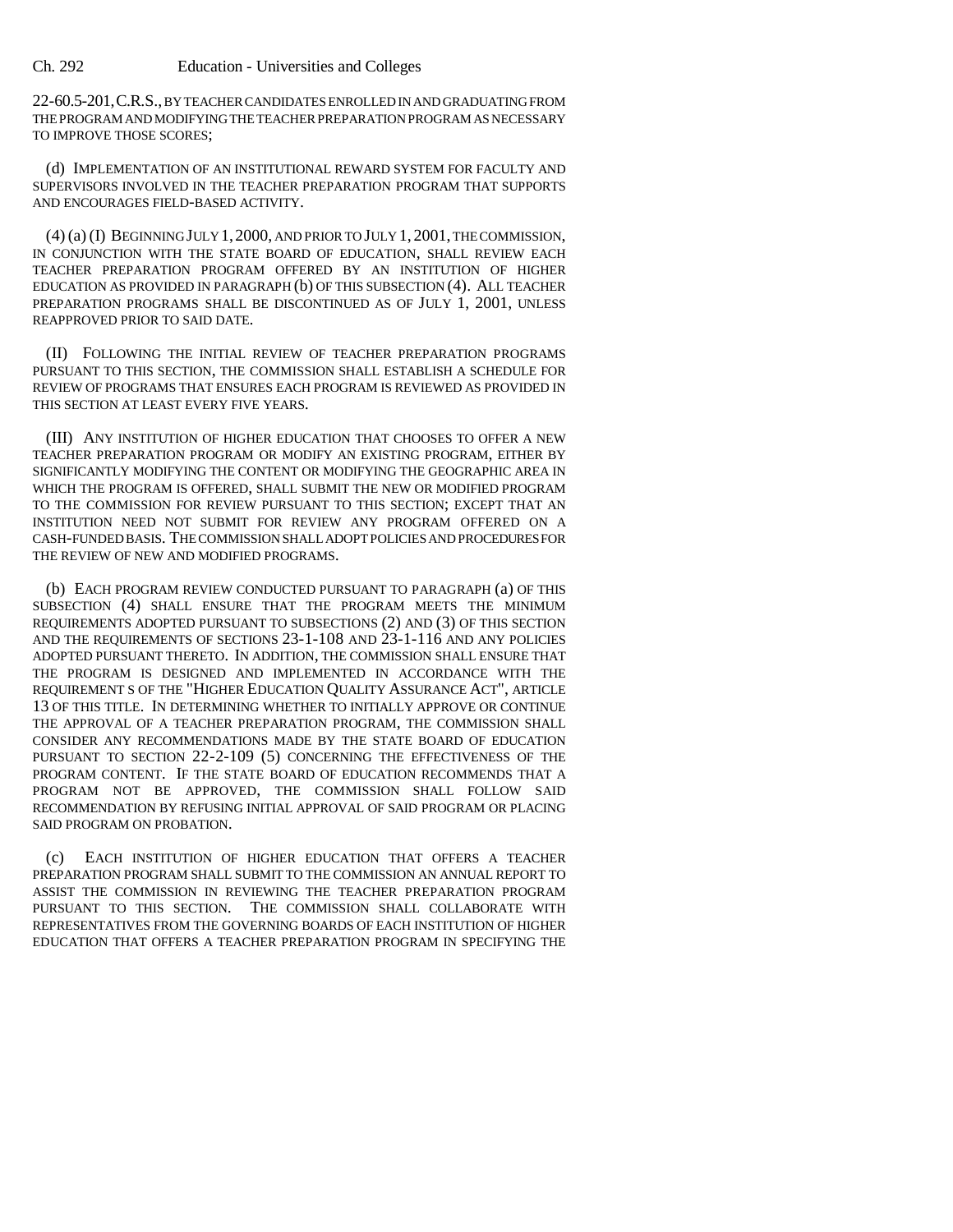22-60.5-201, C.R.S., BY TEACHER CANDIDATES ENROLLED IN AND GRADUATING FROM THE PROGRAM AND MODIFYING THE TEACHER PREPARATION PROGRAM AS NECESSARY TO IMPROVE THOSE SCORES;

(d) IMPLEMENTATION OF AN INSTITUTIONAL REWARD SYSTEM FOR FACULTY AND SUPERVISORS INVOLVED IN THE TEACHER PREPARATION PROGRAM THAT SUPPORTS AND ENCOURAGES FIELD-BASED ACTIVITY.

(4) (a) (I) BEGINNING JULY 1, 2000, AND PRIOR TO JULY 1, 2001, THE COMMISSION, IN CONJUNCTION WITH THE STATE BOARD OF EDUCATION, SHALL REVIEW EACH TEACHER PREPARATION PROGRAM OFFERED BY AN INSTITUTION OF HIGHER EDUCATION AS PROVIDED IN PARAGRAPH (b) OF THIS SUBSECTION (4). ALL TEACHER PREPARATION PROGRAMS SHALL BE DISCONTINUED AS OF JULY 1, 2001, UNLESS REAPPROVED PRIOR TO SAID DATE.

(II) FOLLOWING THE INITIAL REVIEW OF TEACHER PREPARATION PROGRAMS PURSUANT TO THIS SECTION, THE COMMISSION SHALL ESTABLISH A SCHEDULE FOR REVIEW OF PROGRAMS THAT ENSURES EACH PROGRAM IS REVIEWED AS PROVIDED IN THIS SECTION AT LEAST EVERY FIVE YEARS.

(III) ANY INSTITUTION OF HIGHER EDUCATION THAT CHOOSES TO OFFER A NEW TEACHER PREPARATION PROGRAM OR MODIFY AN EXISTING PROGRAM, EITHER BY SIGNIFICANTLY MODIFYING THE CONTENT OR MODIFYING THE GEOGRAPHIC AREA IN WHICH THE PROGRAM IS OFFERED, SHALL SUBMIT THE NEW OR MODIFIED PROGRAM TO THE COMMISSION FOR REVIEW PURSUANT TO THIS SECTION; EXCEPT THAT AN INSTITUTION NEED NOT SUBMIT FOR REVIEW ANY PROGRAM OFFERED ON A CASH-FUNDED BASIS. THE COMMISSION SHALL ADOPT POLICIES AND PROCEDURES FOR THE REVIEW OF NEW AND MODIFIED PROGRAMS.

(b) EACH PROGRAM REVIEW CONDUCTED PURSUANT TO PARAGRAPH (a) OF THIS SUBSECTION (4) SHALL ENSURE THAT THE PROGRAM MEETS THE MINIMUM REQUIREMENTS ADOPTED PURSUANT TO SUBSECTIONS (2) AND (3) OF THIS SECTION AND THE REQUIREMENTS OF SECTIONS 23-1-108 AND 23-1-116 AND ANY POLICIES ADOPTED PURSUANT THERETO. IN ADDITION, THE COMMISSION SHALL ENSURE THAT THE PROGRAM IS DESIGNED AND IMPLEMENTED IN ACCORDANCE WITH THE REQUIREMENT S OF THE "HIGHER EDUCATION QUALITY ASSURANCE ACT", ARTICLE 13 OF THIS TITLE. IN DETERMINING WHETHER TO INITIALLY APPROVE OR CONTINUE THE APPROVAL OF A TEACHER PREPARATION PROGRAM, THE COMMISSION SHALL CONSIDER ANY RECOMMENDATIONS MADE BY THE STATE BOARD OF EDUCATION PURSUANT TO SECTION 22-2-109 (5) CONCERNING THE EFFECTIVENESS OF THE PROGRAM CONTENT. IF THE STATE BOARD OF EDUCATION RECOMMENDS THAT A PROGRAM NOT BE APPROVED, THE COMMISSION SHALL FOLLOW SAID RECOMMENDATION BY REFUSING INITIAL APPROVAL OF SAID PROGRAM OR PLACING SAID PROGRAM ON PROBATION.

(c) EACH INSTITUTION OF HIGHER EDUCATION THAT OFFERS A TEACHER PREPARATION PROGRAM SHALL SUBMIT TO THE COMMISSION AN ANNUAL REPORT TO ASSIST THE COMMISSION IN REVIEWING THE TEACHER PREPARATION PROGRAM PURSUANT TO THIS SECTION. THE COMMISSION SHALL COLLABORATE WITH REPRESENTATIVES FROM THE GOVERNING BOARDS OF EACH INSTITUTION OF HIGHER EDUCATION THAT OFFERS A TEACHER PREPARATION PROGRAM IN SPECIFYING THE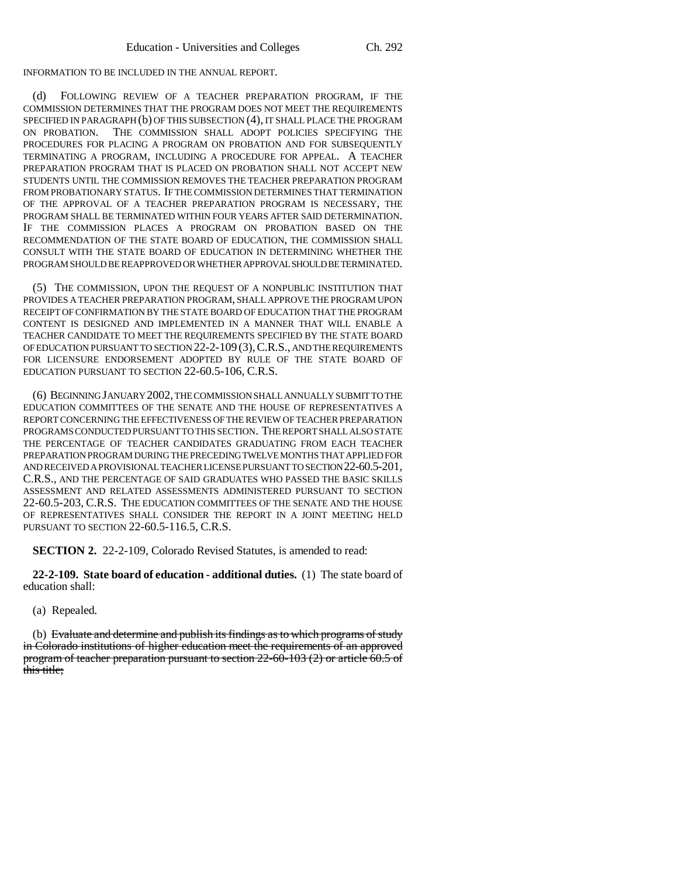INFORMATION TO BE INCLUDED IN THE ANNUAL REPORT.

(d) FOLLOWING REVIEW OF A TEACHER PREPARATION PROGRAM, IF THE COMMISSION DETERMINES THAT THE PROGRAM DOES NOT MEET THE REQUIREMENTS SPECIFIED IN PARAGRAPH (b) OF THIS SUBSECTION (4), IT SHALL PLACE THE PROGRAM ON PROBATION. THE COMMISSION SHALL ADOPT POLICIES SPECIFYING THE PROCEDURES FOR PLACING A PROGRAM ON PROBATION AND FOR SUBSEQUENTLY TERMINATING A PROGRAM, INCLUDING A PROCEDURE FOR APPEAL. A TEACHER PREPARATION PROGRAM THAT IS PLACED ON PROBATION SHALL NOT ACCEPT NEW STUDENTS UNTIL THE COMMISSION REMOVES THE TEACHER PREPARATION PROGRAM FROM PROBATIONARY STATUS. IF THE COMMISSION DETERMINES THAT TERMINATION OF THE APPROVAL OF A TEACHER PREPARATION PROGRAM IS NECESSARY, THE PROGRAM SHALL BE TERMINATED WITHIN FOUR YEARS AFTER SAID DETERMINATION. IF THE COMMISSION PLACES A PROGRAM ON PROBATION BASED ON THE RECOMMENDATION OF THE STATE BOARD OF EDUCATION, THE COMMISSION SHALL CONSULT WITH THE STATE BOARD OF EDUCATION IN DETERMINING WHETHER THE PROGRAM SHOULD BE REAPPROVED OR WHETHER APPROVAL SHOULD BE TERMINATED.

(5) THE COMMISSION, UPON THE REQUEST OF A NONPUBLIC INSTITUTION THAT PROVIDES A TEACHER PREPARATION PROGRAM, SHALL APPROVE THE PROGRAM UPON RECEIPT OF CONFIRMATION BY THE STATE BOARD OF EDUCATION THAT THE PROGRAM CONTENT IS DESIGNED AND IMPLEMENTED IN A MANNER THAT WILL ENABLE A TEACHER CANDIDATE TO MEET THE REQUIREMENTS SPECIFIED BY THE STATE BOARD OF EDUCATION PURSUANT TO SECTION 22-2-109 (3), C.R.S., AND THE REQUIREMENTS FOR LICENSURE ENDORSEMENT ADOPTED BY RULE OF THE STATE BOARD OF EDUCATION PURSUANT TO SECTION 22-60.5-106, C.R.S.

(6) BEGINNING JANUARY 2002, THE COMMISSION SHALL ANNUALLY SUBMIT TO THE EDUCATION COMMITTEES OF THE SENATE AND THE HOUSE OF REPRESENTATIVES A REPORT CONCERNING THE EFFECTIVENESS OF THE REVIEW OF TEACHER PREPARATION PROGRAMS CONDUCTED PURSUANT TO THIS SECTION. THE REPORT SHALL ALSO STATE THE PERCENTAGE OF TEACHER CANDIDATES GRADUATING FROM EACH TEACHER PREPARATION PROGRAM DURING THE PRECEDING TWELVE MONTHS THAT APPLIED FOR AND RECEIVED A PROVISIONAL TEACHER LICENSE PURSUANT TO SECTION 22-60.5-201, C.R.S., AND THE PERCENTAGE OF SAID GRADUATES WHO PASSED THE BASIC SKILLS ASSESSMENT AND RELATED ASSESSMENTS ADMINISTERED PURSUANT TO SECTION 22-60.5-203, C.R.S. THE EDUCATION COMMITTEES OF THE SENATE AND THE HOUSE OF REPRESENTATIVES SHALL CONSIDER THE REPORT IN A JOINT MEETING HELD PURSUANT TO SECTION 22-60.5-116.5, C.R.S.

**SECTION 2.** 22-2-109, Colorado Revised Statutes, is amended to read:

**22-2-109. State board of education - additional duties.** (1) The state board of education shall:

(a) Repealed.

(b) ~~Evaluate and determine and publish its findings as to which programs of study in Colorado institutions of higher education meet the requirements of an approved program of teacher preparation pursuant to section 22-60-103 (2) or article 60.5 of this title;~~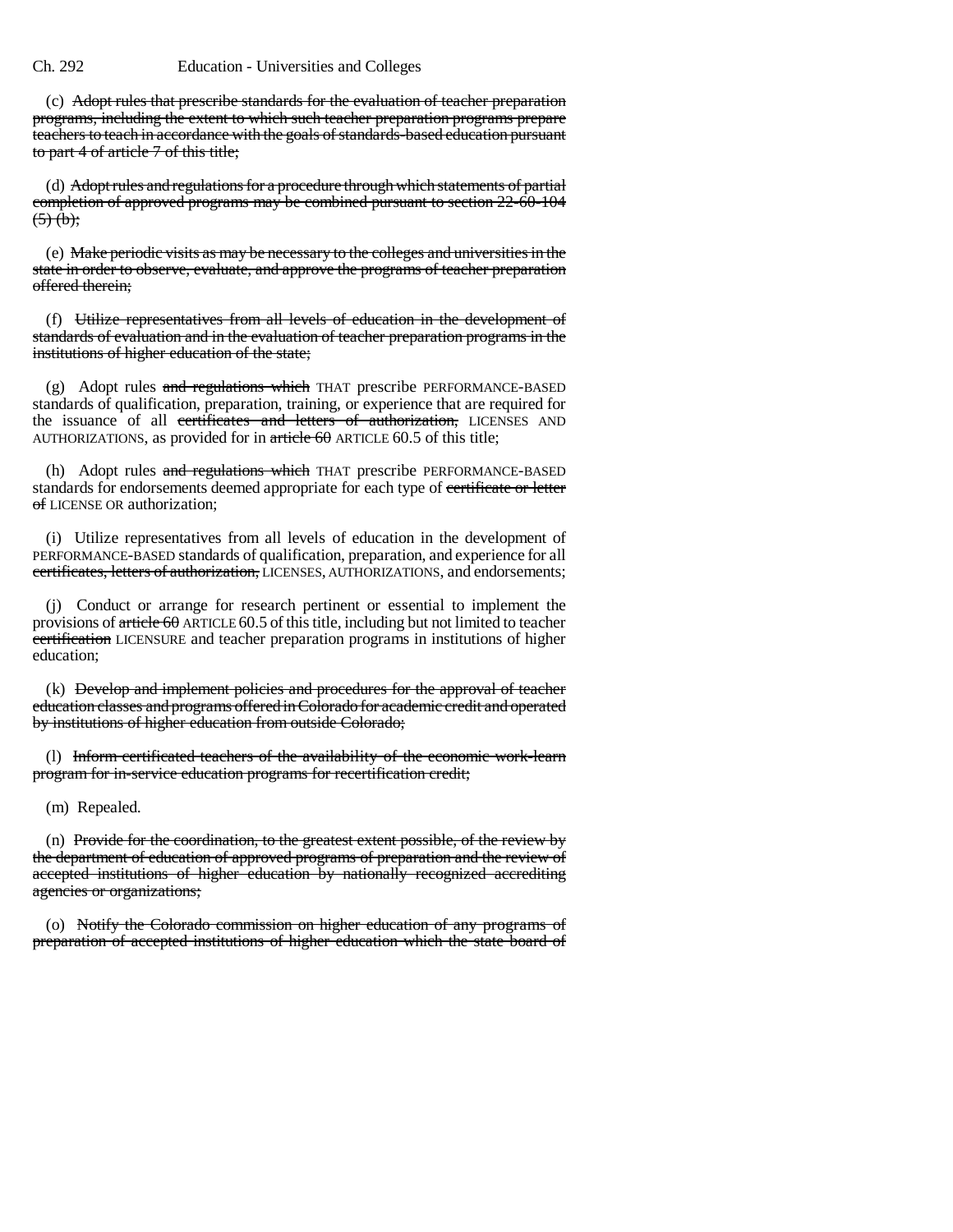(c) ~~Adopt rules that prescribe standards for the evaluation of teacher preparation programs, including the extent to which such teacher preparation programs prepare teachers to teach in accordance with the goals of standards-based education pursuant to part 4 of article 7 of this title;~~

(d) ~~Adopt rules and regulations for a procedure through which statements of partial completion of approved programs may be combined pursuant to section 22-60-104 (5) (b);~~

(e) ~~Make periodic visits as may be necessary to the colleges and universities in the state in order to observe, evaluate, and approve the programs of teacher preparation offered therein;~~

(f) ~~Utilize representatives from all levels of education in the development of standards of evaluation and in the evaluation of teacher preparation programs in the institutions of higher education of the state;~~

(g) Adopt rules ~~and regulations which~~ THAT prescribe PERFORMANCE-BASED standards of qualification, preparation, training, or experience that are required for the issuance of all ~~certificates and letters of authorization,~~ LICENSES AND AUTHORIZATIONS, as provided for in ~~article 60~~ ARTICLE 60.5 of this title;

(h) Adopt rules ~~and regulations which~~ THAT prescribe PERFORMANCE-BASED standards for endorsements deemed appropriate for each type of ~~certificate or letter of~~ LICENSE OR authorization;

(i) Utilize representatives from all levels of education in the development of PERFORMANCE-BASED standards of qualification, preparation, and experience for all ~~certificates, letters of authorization,~~ LICENSES, AUTHORIZATIONS, and endorsements;

(j) Conduct or arrange for research pertinent or essential to implement the provisions of ~~article 60~~ ARTICLE 60.5 of this title, including but not limited to teacher ~~certification~~ LICENSURE and teacher preparation programs in institutions of higher education;

(k) ~~Develop and implement policies and procedures for the approval of teacher education classes and programs offered in Colorado for academic credit and operated by institutions of higher education from outside Colorado;~~

(l) ~~Inform certificated teachers of the availability of the economic work-learn program for in-service education programs for recertification credit;~~

(m) Repealed.

(n) ~~Provide for the coordination, to the greatest extent possible, of the review by the department of education of approved programs of preparation and the review of accepted institutions of higher education by nationally recognized accrediting agencies or organizations;~~

(o) ~~Notify the Colorado commission on higher education of any programs of preparation of accepted institutions of higher education which the state board of~~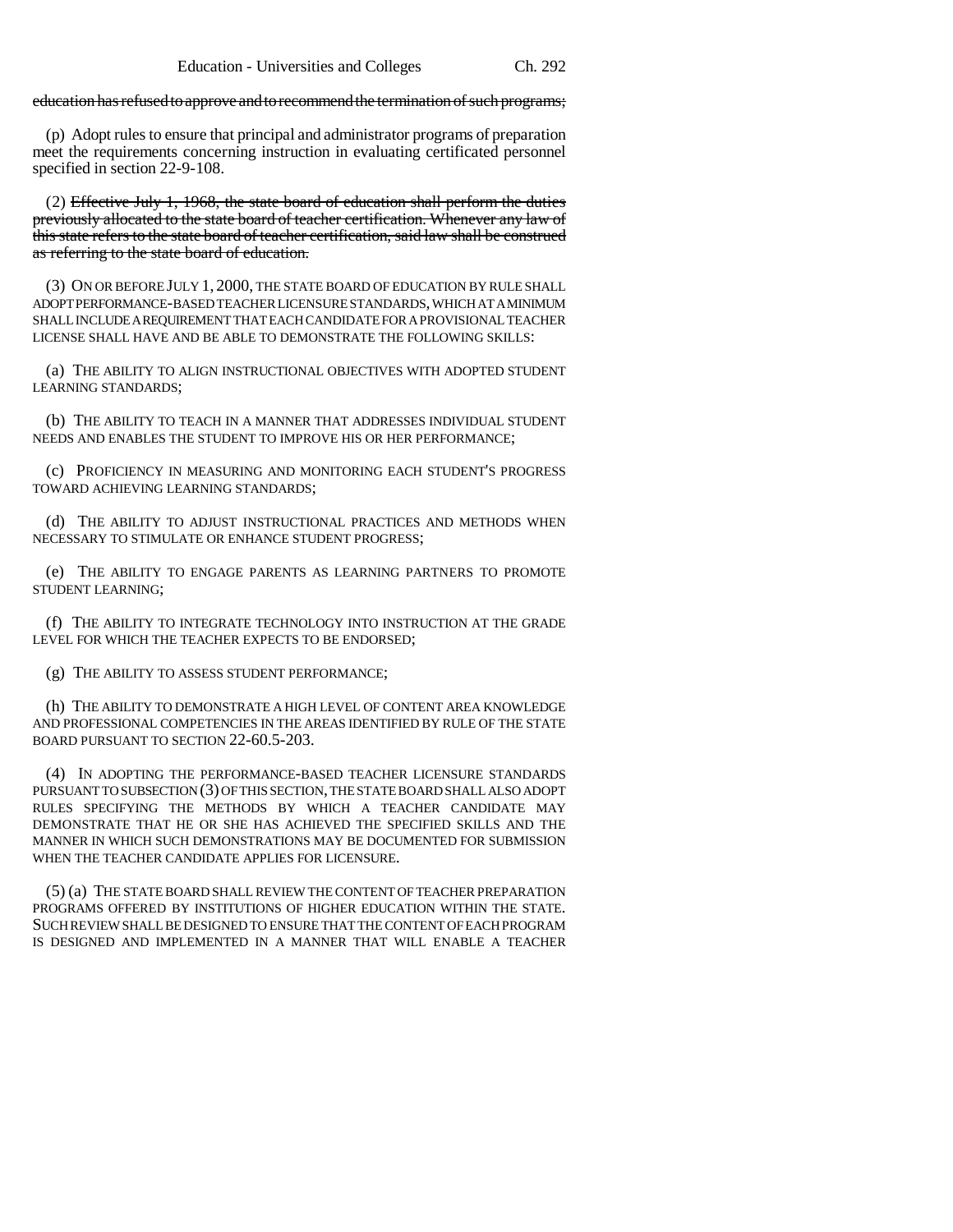~~education has refused to approve and to recommend the termination of such programs;~~

(p) Adopt rules to ensure that principal and administrator programs of preparation meet the requirements concerning instruction in evaluating certificated personnel specified in section 22-9-108.

(2) ~~Effective July 1, 1968, the state board of education shall perform the duties previously allocated to the state board of teacher certification. Whenever any law of this state refers to the state board of teacher certification, said law shall be construed as referring to the state board of education.~~

(3) ON OR BEFORE JULY 1, 2000, THE STATE BOARD OF EDUCATION BY RULE SHALL ADOPT PERFORMANCE-BASED TEACHER LICENSURE STANDARDS, WHICH AT A MINIMUM SHALL INCLUDE A REQUIREMENT THAT EACH CANDIDATE FOR A PROVISIONAL TEACHER LICENSE SHALL HAVE AND BE ABLE TO DEMONSTRATE THE FOLLOWING SKILLS:

(a) THE ABILITY TO ALIGN INSTRUCTIONAL OBJECTIVES WITH ADOPTED STUDENT LEARNING STANDARDS;

(b) THE ABILITY TO TEACH IN A MANNER THAT ADDRESSES INDIVIDUAL STUDENT NEEDS AND ENABLES THE STUDENT TO IMPROVE HIS OR HER PERFORMANCE;

(c) PROFICIENCY IN MEASURING AND MONITORING EACH STUDENT'S PROGRESS TOWARD ACHIEVING LEARNING STANDARDS;

(d) THE ABILITY TO ADJUST INSTRUCTIONAL PRACTICES AND METHODS WHEN NECESSARY TO STIMULATE OR ENHANCE STUDENT PROGRESS;

(e) THE ABILITY TO ENGAGE PARENTS AS LEARNING PARTNERS TO PROMOTE STUDENT LEARNING;

(f) THE ABILITY TO INTEGRATE TECHNOLOGY INTO INSTRUCTION AT THE GRADE LEVEL FOR WHICH THE TEACHER EXPECTS TO BE ENDORSED;

(g) THE ABILITY TO ASSESS STUDENT PERFORMANCE;

(h) THE ABILITY TO DEMONSTRATE A HIGH LEVEL OF CONTENT AREA KNOWLEDGE AND PROFESSIONAL COMPETENCIES IN THE AREAS IDENTIFIED BY RULE OF THE STATE BOARD PURSUANT TO SECTION 22-60.5-203.

(4) IN ADOPTING THE PERFORMANCE-BASED TEACHER LICENSURE STANDARDS PURSUANT TO SUBSECTION (3) OF THIS SECTION, THE STATE BOARD SHALL ALSO ADOPT RULES SPECIFYING THE METHODS BY WHICH A TEACHER CANDIDATE MAY DEMONSTRATE THAT HE OR SHE HAS ACHIEVED THE SPECIFIED SKILLS AND THE MANNER IN WHICH SUCH DEMONSTRATIONS MAY BE DOCUMENTED FOR SUBMISSION WHEN THE TEACHER CANDIDATE APPLIES FOR LICENSURE.

(5) (a) THE STATE BOARD SHALL REVIEW THE CONTENT OF TEACHER PREPARATION PROGRAMS OFFERED BY INSTITUTIONS OF HIGHER EDUCATION WITHIN THE STATE. SUCH REVIEW SHALL BE DESIGNED TO ENSURE THAT THE CONTENT OF EACH PROGRAM IS DESIGNED AND IMPLEMENTED IN A MANNER THAT WILL ENABLE A TEACHER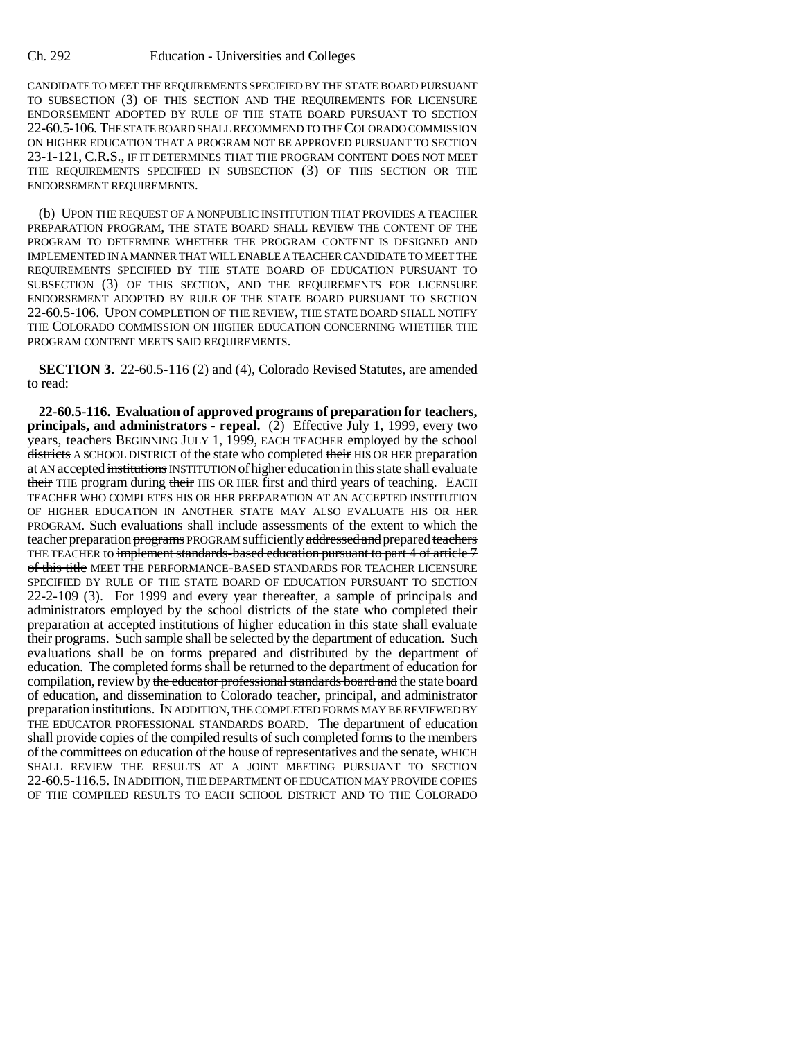CANDIDATE TO MEET THE REQUIREMENTS SPECIFIED BY THE STATE BOARD PURSUANT TO SUBSECTION (3) OF THIS SECTION AND THE REQUIREMENTS FOR LICENSURE ENDORSEMENT ADOPTED BY RULE OF THE STATE BOARD PURSUANT TO SECTION 22-60.5-106. THE STATE BOARD SHALL RECOMMEND TO THE COLORADO COMMISSION ON HIGHER EDUCATION THAT A PROGRAM NOT BE APPROVED PURSUANT TO SECTION 23-1-121, C.R.S., IF IT DETERMINES THAT THE PROGRAM CONTENT DOES NOT MEET THE REQUIREMENTS SPECIFIED IN SUBSECTION (3) OF THIS SECTION OR THE ENDORSEMENT REQUIREMENTS.

(b) UPON THE REQUEST OF A NONPUBLIC INSTITUTION THAT PROVIDES A TEACHER PREPARATION PROGRAM, THE STATE BOARD SHALL REVIEW THE CONTENT OF THE PROGRAM TO DETERMINE WHETHER THE PROGRAM CONTENT IS DESIGNED AND IMPLEMENTED IN A MANNER THAT WILL ENABLE A TEACHER CANDIDATE TO MEET THE REQUIREMENTS SPECIFIED BY THE STATE BOARD OF EDUCATION PURSUANT TO SUBSECTION (3) OF THIS SECTION, AND THE REQUIREMENTS FOR LICENSURE ENDORSEMENT ADOPTED BY RULE OF THE STATE BOARD PURSUANT TO SECTION 22-60.5-106. UPON COMPLETION OF THE REVIEW, THE STATE BOARD SHALL NOTIFY THE COLORADO COMMISSION ON HIGHER EDUCATION CONCERNING WHETHER THE PROGRAM CONTENT MEETS SAID REQUIREMENTS.

**SECTION 3.** 22-60.5-116 (2) and (4), Colorado Revised Statutes, are amended to read:

**22-60.5-116. Evaluation of approved programs of preparation for teachers, principals, and administrators - repeal.** (2) ~~Effective July 1, 1999, every two years, teachers~~ BEGINNING JULY 1, 1999, EACH TEACHER employed by ~~the school districts~~ A SCHOOL DISTRICT of the state who completed ~~their~~ HIS OR HER preparation at AN accepted ~~institutions~~ INSTITUTION of higher education in this state shall evaluate ~~their~~ THE program during ~~their~~ HIS OR HER first and third years of teaching. EACH TEACHER WHO COMPLETES HIS OR HER PREPARATION AT AN ACCEPTED INSTITUTION OF HIGHER EDUCATION IN ANOTHER STATE MAY ALSO EVALUATE HIS OR HER PROGRAM. Such evaluations shall include assessments of the extent to which the teacher preparation ~~programs~~ PROGRAM sufficiently ~~addressed and~~ prepared ~~teachers~~ THE TEACHER to ~~implement standards-based education pursuant to part 4 of article 7 of this title~~ MEET THE PERFORMANCE-BASED STANDARDS FOR TEACHER LICENSURE SPECIFIED BY RULE OF THE STATE BOARD OF EDUCATION PURSUANT TO SECTION 22-2-109 (3). For 1999 and every year thereafter, a sample of principals and administrators employed by the school districts of the state who completed their preparation at accepted institutions of higher education in this state shall evaluate their programs. Such sample shall be selected by the department of education. Such evaluations shall be on forms prepared and distributed by the department of education. The completed forms shall be returned to the department of education for compilation, review by ~~the educator professional standards board and~~ the state board of education, and dissemination to Colorado teacher, principal, and administrator preparation institutions. IN ADDITION, THE COMPLETED FORMS MAY BE REVIEWED BY THE EDUCATOR PROFESSIONAL STANDARDS BOARD. The department of education shall provide copies of the compiled results of such completed forms to the members of the committees on education of the house of representatives and the senate, WHICH SHALL REVIEW THE RESULTS AT A JOINT MEETING PURSUANT TO SECTION 22-60.5-116.5. IN ADDITION, THE DEPARTMENT OF EDUCATION MAY PROVIDE COPIES OF THE COMPILED RESULTS TO EACH SCHOOL DISTRICT AND TO THE COLORADO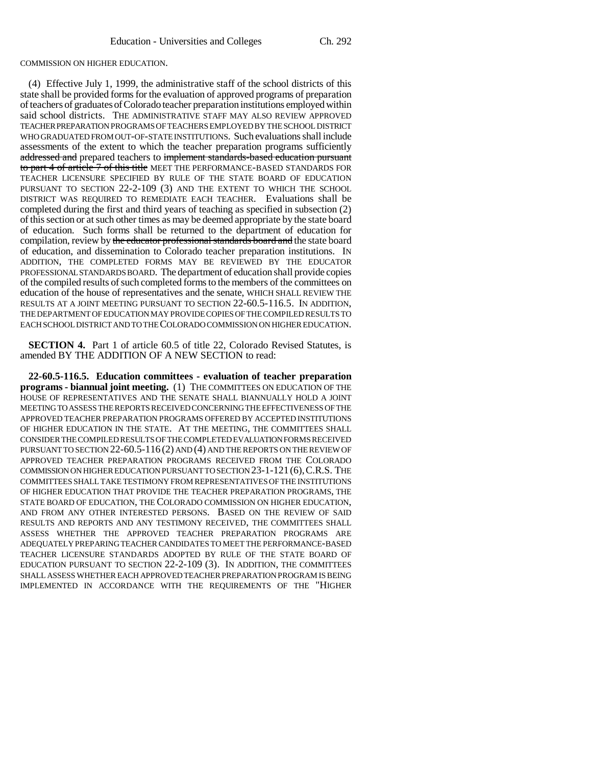COMMISSION ON HIGHER EDUCATION.

(4) Effective July 1, 1999, the administrative staff of the school districts of this state shall be provided forms for the evaluation of approved programs of preparation of teachers of graduates of Colorado teacher preparation institutions employed within said school districts. THE ADMINISTRATIVE STAFF MAY ALSO REVIEW APPROVED TEACHER PREPARATION PROGRAMS OF TEACHERS EMPLOYED BY THE SCHOOL DISTRICT WHO GRADUATED FROM OUT-OF-STATE INSTITUTIONS. Such evaluations shall include assessments of the extent to which the teacher preparation programs sufficiently ~~addressed and~~ prepared teachers to ~~implement standards-based education pursuant to part 4 of article 7 of this title~~ MEET THE PERFORMANCE-BASED STANDARDS FOR TEACHER LICENSURE SPECIFIED BY RULE OF THE STATE BOARD OF EDUCATION PURSUANT TO SECTION 22-2-109 (3) AND THE EXTENT TO WHICH THE SCHOOL DISTRICT WAS REQUIRED TO REMEDIATE EACH TEACHER. Evaluations shall be completed during the first and third years of teaching as specified in subsection (2) of this section or at such other times as may be deemed appropriate by the state board of education. Such forms shall be returned to the department of education for compilation, review by ~~the educator professional standards board and~~ the state board of education, and dissemination to Colorado teacher preparation institutions. IN ADDITION, THE COMPLETED FORMS MAY BE REVIEWED BY THE EDUCATOR PROFESSIONAL STANDARDS BOARD. The department of education shall provide copies of the compiled results of such completed forms to the members of the committees on education of the house of representatives and the senate, WHICH SHALL REVIEW THE RESULTS AT A JOINT MEETING PURSUANT TO SECTION 22-60.5-116.5. IN ADDITION, THE DEPARTMENT OF EDUCATION MAY PROVIDE COPIES OF THE COMPILED RESULTS TO EACH SCHOOL DISTRICT AND TO THE COLORADO COMMISSION ON HIGHER EDUCATION.

**SECTION 4.** Part 1 of article 60.5 of title 22, Colorado Revised Statutes, is amended BY THE ADDITION OF A NEW SECTION to read:

**22-60.5-116.5. Education committees - evaluation of teacher preparation programs - biannual joint meeting.** (1) THE COMMITTEES ON EDUCATION OF THE HOUSE OF REPRESENTATIVES AND THE SENATE SHALL BIANNUALLY HOLD A JOINT MEETING TO ASSESS THE REPORTS RECEIVED CONCERNING THE EFFECTIVENESS OF THE APPROVED TEACHER PREPARATION PROGRAMS OFFERED BY ACCEPTED INSTITUTIONS OF HIGHER EDUCATION IN THE STATE. AT THE MEETING, THE COMMITTEES SHALL CONSIDER THE COMPILED RESULTS OF THE COMPLETED EVALUATION FORMS RECEIVED PURSUANT TO SECTION 22-60.5-116 (2) AND (4) AND THE REPORTS ON THE REVIEW OF APPROVED TEACHER PREPARATION PROGRAMS RECEIVED FROM THE COLORADO COMMISSION ON HIGHER EDUCATION PURSUANT TO SECTION 23-1-121 (6), C.R.S. THE COMMITTEES SHALL TAKE TESTIMONY FROM REPRESENTATIVES OF THE INSTITUTIONS OF HIGHER EDUCATION THAT PROVIDE THE TEACHER PREPARATION PROGRAMS, THE STATE BOARD OF EDUCATION, THE COLORADO COMMISSION ON HIGHER EDUCATION, AND FROM ANY OTHER INTERESTED PERSONS. BASED ON THE REVIEW OF SAID RESULTS AND REPORTS AND ANY TESTIMONY RECEIVED, THE COMMITTEES SHALL ASSESS WHETHER THE APPROVED TEACHER PREPARATION PROGRAMS ARE ADEQUATELY PREPARING TEACHER CANDIDATES TO MEET THE PERFORMANCE-BASED TEACHER LICENSURE STANDARDS ADOPTED BY RULE OF THE STATE BOARD OF EDUCATION PURSUANT TO SECTION 22-2-109 (3). IN ADDITION, THE COMMITTEES SHALL ASSESS WHETHER EACH APPROVED TEACHER PREPARATION PROGRAM IS BEING IMPLEMENTED IN ACCORDANCE WITH THE REQUIREMENTS OF THE "HIGHER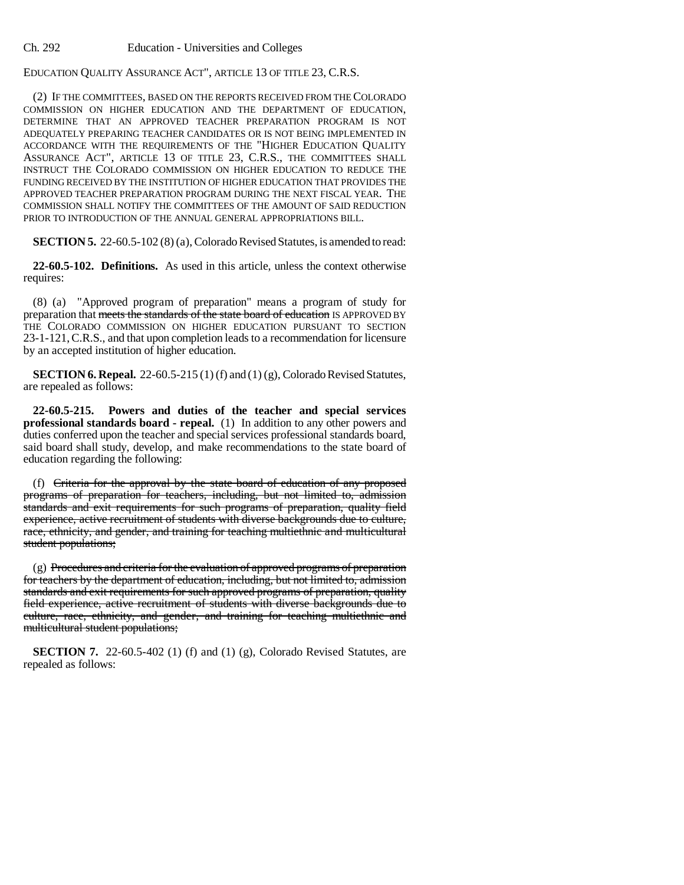EDUCATION QUALITY ASSURANCE ACT", ARTICLE 13 OF TITLE 23, C.R.S.

(2) IF THE COMMITTEES, BASED ON THE REPORTS RECEIVED FROM THE COLORADO COMMISSION ON HIGHER EDUCATION AND THE DEPARTMENT OF EDUCATION, DETERMINE THAT AN APPROVED TEACHER PREPARATION PROGRAM IS NOT ADEQUATELY PREPARING TEACHER CANDIDATES OR IS NOT BEING IMPLEMENTED IN ACCORDANCE WITH THE REQUIREMENTS OF THE "HIGHER EDUCATION QUALITY ASSURANCE ACT", ARTICLE 13 OF TITLE 23, C.R.S., THE COMMITTEES SHALL INSTRUCT THE COLORADO COMMISSION ON HIGHER EDUCATION TO REDUCE THE FUNDING RECEIVED BY THE INSTITUTION OF HIGHER EDUCATION THAT PROVIDES THE APPROVED TEACHER PREPARATION PROGRAM DURING THE NEXT FISCAL YEAR. THE COMMISSION SHALL NOTIFY THE COMMITTEES OF THE AMOUNT OF SAID REDUCTION PRIOR TO INTRODUCTION OF THE ANNUAL GENERAL APPROPRIATIONS BILL.

**SECTION 5.** 22-60.5-102 (8) (a), Colorado Revised Statutes, is amended to read:

**22-60.5-102. Definitions.** As used in this article, unless the context otherwise requires:

(8) (a) "Approved program of preparation" means a program of study for preparation that ~~meets the standards of the state board of education~~ IS APPROVED BY THE COLORADO COMMISSION ON HIGHER EDUCATION PURSUANT TO SECTION 23-1-121, C.R.S., and that upon completion leads to a recommendation for licensure by an accepted institution of higher education.

**SECTION 6. Repeal.** 22-60.5-215 (1) (f) and (1) (g), Colorado Revised Statutes, are repealed as follows:

**22-60.5-215. Powers and duties of the teacher and special services professional standards board - repeal.** (1) In addition to any other powers and duties conferred upon the teacher and special services professional standards board, said board shall study, develop, and make recommendations to the state board of education regarding the following:

(f) ~~Criteria for the approval by the state board of education of any proposed programs of preparation for teachers, including, but not limited to, admission standards and exit requirements for such programs of preparation, quality field experience, active recruitment of students with diverse backgrounds due to culture, race, ethnicity, and gender, and training for teaching multiethnic and multicultural student populations;~~

(g) ~~Procedures and criteria for the evaluation of approved programs of preparation for teachers by the department of education, including, but not limited to, admission standards and exit requirements for such approved programs of preparation, quality field experience, active recruitment of students with diverse backgrounds due to culture, race, ethnicity, and gender, and training for teaching multiethnic and multicultural student populations;~~

**SECTION 7.** 22-60.5-402 (1) (f) and (1) (g), Colorado Revised Statutes, are repealed as follows: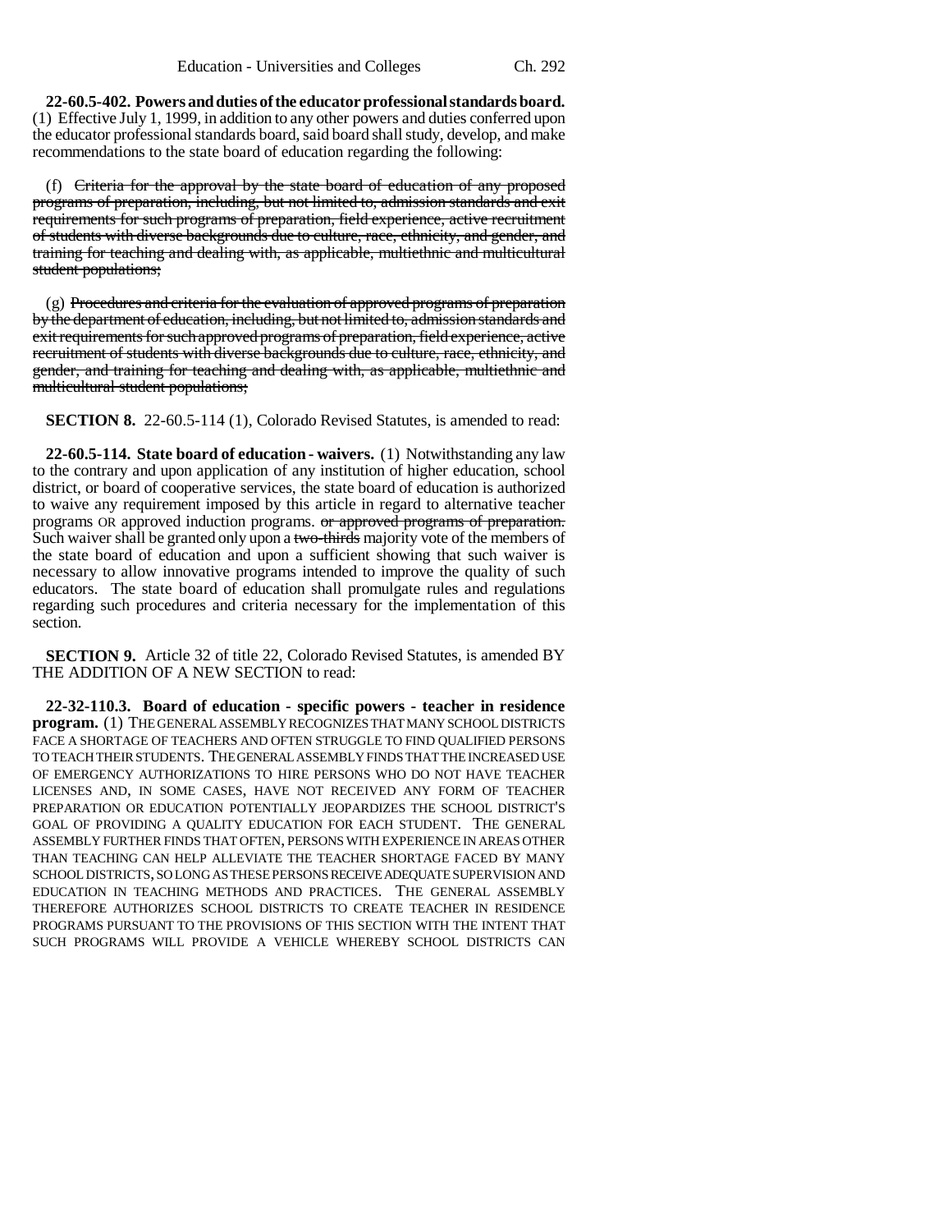**22-60.5-402. Powers and duties of the educator professional standards board.** (1) Effective July 1, 1999, in addition to any other powers and duties conferred upon the educator professional standards board, said board shall study, develop, and make recommendations to the state board of education regarding the following:

(f) ~~Criteria for the approval by the state board of education of any proposed programs of preparation, including, but not limited to, admission standards and exit requirements for such programs of preparation, field experience, active recruitment of students with diverse backgrounds due to culture, race, ethnicity, and gender, and training for teaching and dealing with, as applicable, multiethnic and multicultural student populations;~~

(g) ~~Procedures and criteria for the evaluation of approved programs of preparation by the department of education, including, but not limited to, admission standards and exit requirements for such approved programs of preparation, field experience, active recruitment of students with diverse backgrounds due to culture, race, ethnicity, and gender, and training for teaching and dealing with, as applicable, multiethnic and multicultural student populations;~~

**SECTION 8.** 22-60.5-114 (1), Colorado Revised Statutes, is amended to read:

**22-60.5-114. State board of education - waivers.** (1) Notwithstanding any law to the contrary and upon application of any institution of higher education, school district, or board of cooperative services, the state board of education is authorized to waive any requirement imposed by this article in regard to alternative teacher programs OR approved induction programs. ~~or approved programs of preparation.~~ Such waiver shall be granted only upon a ~~two-thirds~~ majority vote of the members of the state board of education and upon a sufficient showing that such waiver is necessary to allow innovative programs intended to improve the quality of such educators. The state board of education shall promulgate rules and regulations regarding such procedures and criteria necessary for the implementation of this section.

**SECTION 9.** Article 32 of title 22, Colorado Revised Statutes, is amended BY THE ADDITION OF A NEW SECTION to read:

**22-32-110.3. Board of education - specific powers - teacher in residence program.** (1) THE GENERAL ASSEMBLY RECOGNIZES THAT MANY SCHOOL DISTRICTS FACE A SHORTAGE OF TEACHERS AND OFTEN STRUGGLE TO FIND QUALIFIED PERSONS TO TEACH THEIR STUDENTS. THE GENERAL ASSEMBLY FINDS THAT THE INCREASED USE OF EMERGENCY AUTHORIZATIONS TO HIRE PERSONS WHO DO NOT HAVE TEACHER LICENSES AND, IN SOME CASES, HAVE NOT RECEIVED ANY FORM OF TEACHER PREPARATION OR EDUCATION POTENTIALLY JEOPARDIZES THE SCHOOL DISTRICT'S GOAL OF PROVIDING A QUALITY EDUCATION FOR EACH STUDENT. THE GENERAL ASSEMBLY FURTHER FINDS THAT OFTEN, PERSONS WITH EXPERIENCE IN AREAS OTHER THAN TEACHING CAN HELP ALLEVIATE THE TEACHER SHORTAGE FACED BY MANY SCHOOL DISTRICTS, SO LONG AS THESE PERSONS RECEIVE ADEQUATE SUPERVISION AND EDUCATION IN TEACHING METHODS AND PRACTICES. THE GENERAL ASSEMBLY THEREFORE AUTHORIZES SCHOOL DISTRICTS TO CREATE TEACHER IN RESIDENCE PROGRAMS PURSUANT TO THE PROVISIONS OF THIS SECTION WITH THE INTENT THAT SUCH PROGRAMS WILL PROVIDE A VEHICLE WHEREBY SCHOOL DISTRICTS CAN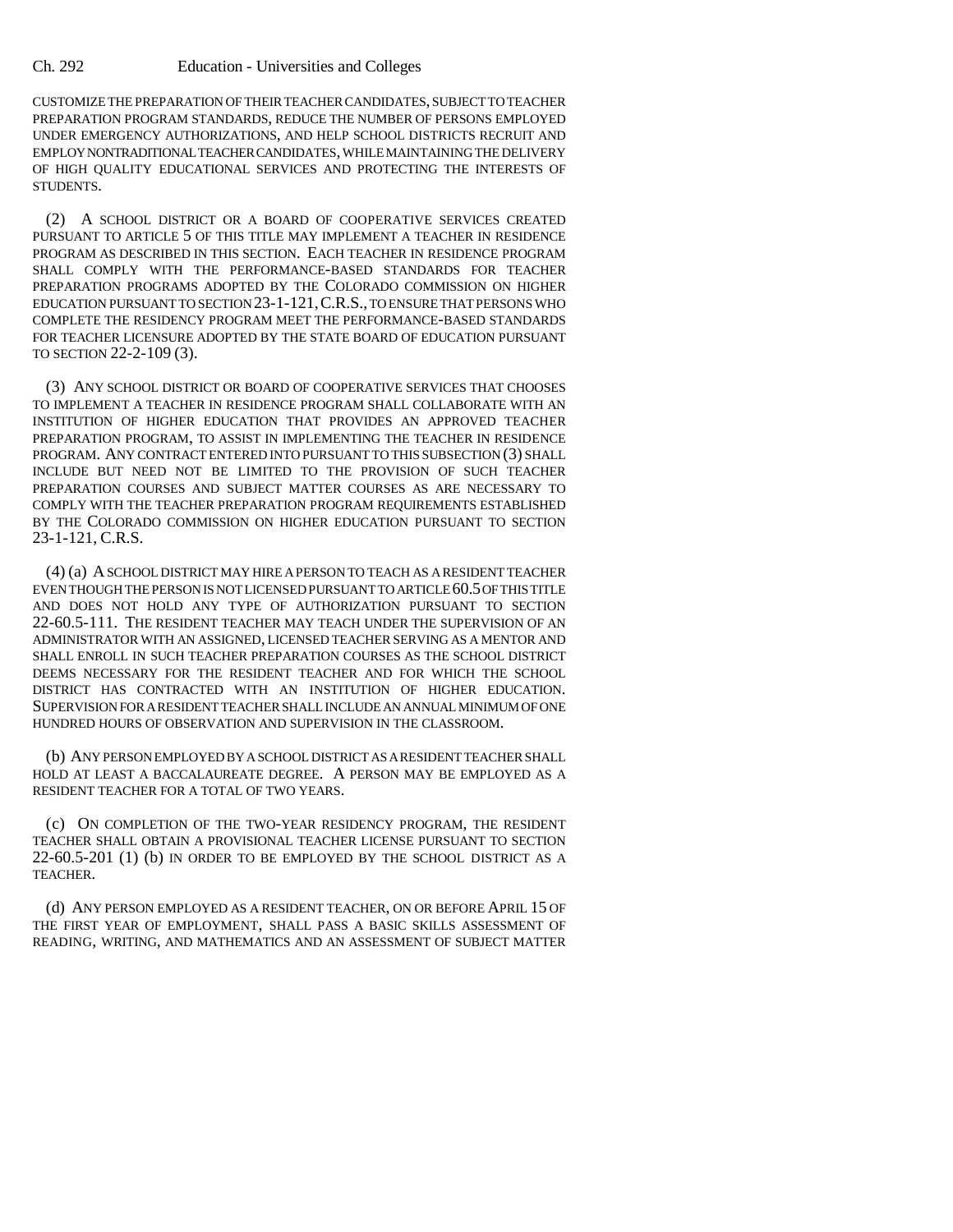CUSTOMIZE THE PREPARATION OF THEIR TEACHER CANDIDATES, SUBJECT TO TEACHER PREPARATION PROGRAM STANDARDS, REDUCE THE NUMBER OF PERSONS EMPLOYED UNDER EMERGENCY AUTHORIZATIONS, AND HELP SCHOOL DISTRICTS RECRUIT AND EMPLOY NONTRADITIONAL TEACHER CANDIDATES, WHILE MAINTAINING THE DELIVERY OF HIGH QUALITY EDUCATIONAL SERVICES AND PROTECTING THE INTERESTS OF STUDENTS.

(2) A SCHOOL DISTRICT OR A BOARD OF COOPERATIVE SERVICES CREATED PURSUANT TO ARTICLE 5 OF THIS TITLE MAY IMPLEMENT A TEACHER IN RESIDENCE PROGRAM AS DESCRIBED IN THIS SECTION. EACH TEACHER IN RESIDENCE PROGRAM SHALL COMPLY WITH THE PERFORMANCE-BASED STANDARDS FOR TEACHER PREPARATION PROGRAMS ADOPTED BY THE COLORADO COMMISSION ON HIGHER EDUCATION PURSUANT TO SECTION 23-1-121, C.R.S., TO ENSURE THAT PERSONS WHO COMPLETE THE RESIDENCY PROGRAM MEET THE PERFORMANCE-BASED STANDARDS FOR TEACHER LICENSURE ADOPTED BY THE STATE BOARD OF EDUCATION PURSUANT TO SECTION 22-2-109 (3).

(3) ANY SCHOOL DISTRICT OR BOARD OF COOPERATIVE SERVICES THAT CHOOSES TO IMPLEMENT A TEACHER IN RESIDENCE PROGRAM SHALL COLLABORATE WITH AN INSTITUTION OF HIGHER EDUCATION THAT PROVIDES AN APPROVED TEACHER PREPARATION PROGRAM, TO ASSIST IN IMPLEMENTING THE TEACHER IN RESIDENCE PROGRAM. ANY CONTRACT ENTERED INTO PURSUANT TO THIS SUBSECTION (3) SHALL INCLUDE BUT NEED NOT BE LIMITED TO THE PROVISION OF SUCH TEACHER PREPARATION COURSES AND SUBJECT MATTER COURSES AS ARE NECESSARY TO COMPLY WITH THE TEACHER PREPARATION PROGRAM REQUIREMENTS ESTABLISHED BY THE COLORADO COMMISSION ON HIGHER EDUCATION PURSUANT TO SECTION 23-1-121, C.R.S.

(4) (a) A SCHOOL DISTRICT MAY HIRE A PERSON TO TEACH AS A RESIDENT TEACHER EVEN THOUGH THE PERSON IS NOT LICENSED PURSUANT TO ARTICLE 60.5 OF THIS TITLE AND DOES NOT HOLD ANY TYPE OF AUTHORIZATION PURSUANT TO SECTION 22-60.5-111. THE RESIDENT TEACHER MAY TEACH UNDER THE SUPERVISION OF AN ADMINISTRATOR WITH AN ASSIGNED, LICENSED TEACHER SERVING AS A MENTOR AND SHALL ENROLL IN SUCH TEACHER PREPARATION COURSES AS THE SCHOOL DISTRICT DEEMS NECESSARY FOR THE RESIDENT TEACHER AND FOR WHICH THE SCHOOL DISTRICT HAS CONTRACTED WITH AN INSTITUTION OF HIGHER EDUCATION. SUPERVISION FOR A RESIDENT TEACHER SHALL INCLUDE AN ANNUAL MINIMUM OF ONE HUNDRED HOURS OF OBSERVATION AND SUPERVISION IN THE CLASSROOM.

(b) ANY PERSON EMPLOYED BY A SCHOOL DISTRICT AS A RESIDENT TEACHER SHALL HOLD AT LEAST A BACCALAUREATE DEGREE. A PERSON MAY BE EMPLOYED AS A RESIDENT TEACHER FOR A TOTAL OF TWO YEARS.

(c) ON COMPLETION OF THE TWO-YEAR RESIDENCY PROGRAM, THE RESIDENT TEACHER SHALL OBTAIN A PROVISIONAL TEACHER LICENSE PURSUANT TO SECTION 22-60.5-201 (1) (b) IN ORDER TO BE EMPLOYED BY THE SCHOOL DISTRICT AS A TEACHER.

(d) ANY PERSON EMPLOYED AS A RESIDENT TEACHER, ON OR BEFORE APRIL 15 OF THE FIRST YEAR OF EMPLOYMENT, SHALL PASS A BASIC SKILLS ASSESSMENT OF READING, WRITING, AND MATHEMATICS AND AN ASSESSMENT OF SUBJECT MATTER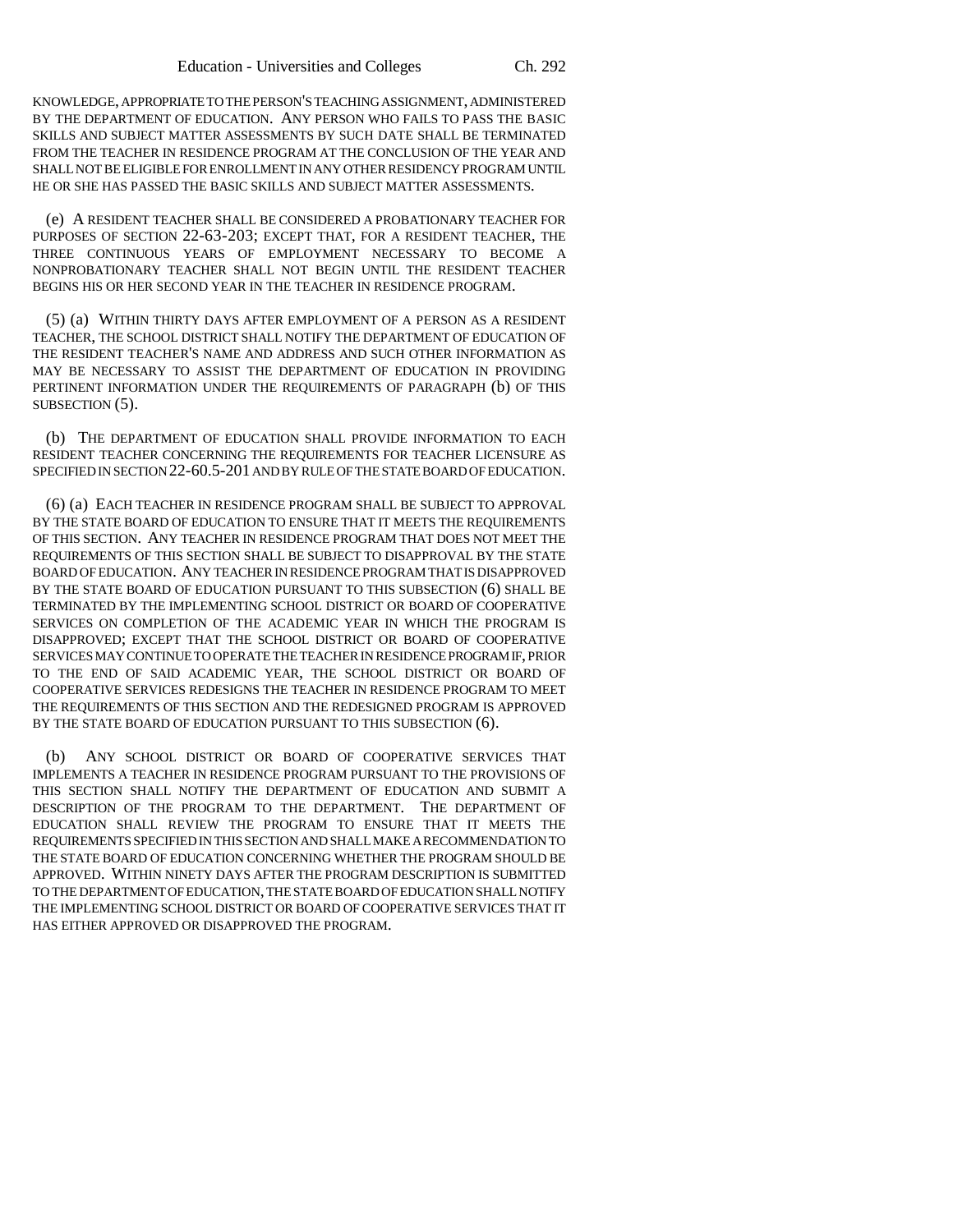KNOWLEDGE, APPROPRIATE TO THE PERSON'S TEACHING ASSIGNMENT, ADMINISTERED BY THE DEPARTMENT OF EDUCATION. ANY PERSON WHO FAILS TO PASS THE BASIC SKILLS AND SUBJECT MATTER ASSESSMENTS BY SUCH DATE SHALL BE TERMINATED FROM THE TEACHER IN RESIDENCE PROGRAM AT THE CONCLUSION OF THE YEAR AND SHALL NOT BE ELIGIBLE FOR ENROLLMENT IN ANY OTHER RESIDENCY PROGRAM UNTIL HE OR SHE HAS PASSED THE BASIC SKILLS AND SUBJECT MATTER ASSESSMENTS.

(e) A RESIDENT TEACHER SHALL BE CONSIDERED A PROBATIONARY TEACHER FOR PURPOSES OF SECTION 22-63-203; EXCEPT THAT, FOR A RESIDENT TEACHER, THE THREE CONTINUOUS YEARS OF EMPLOYMENT NECESSARY TO BECOME A NONPROBATIONARY TEACHER SHALL NOT BEGIN UNTIL THE RESIDENT TEACHER BEGINS HIS OR HER SECOND YEAR IN THE TEACHER IN RESIDENCE PROGRAM.

(5) (a) WITHIN THIRTY DAYS AFTER EMPLOYMENT OF A PERSON AS A RESIDENT TEACHER, THE SCHOOL DISTRICT SHALL NOTIFY THE DEPARTMENT OF EDUCATION OF THE RESIDENT TEACHER'S NAME AND ADDRESS AND SUCH OTHER INFORMATION AS MAY BE NECESSARY TO ASSIST THE DEPARTMENT OF EDUCATION IN PROVIDING PERTINENT INFORMATION UNDER THE REQUIREMENTS OF PARAGRAPH (b) OF THIS SUBSECTION (5).

(b) THE DEPARTMENT OF EDUCATION SHALL PROVIDE INFORMATION TO EACH RESIDENT TEACHER CONCERNING THE REQUIREMENTS FOR TEACHER LICENSURE AS SPECIFIED IN SECTION 22-60.5-201 AND BY RULE OF THE STATE BOARD OF EDUCATION.

(6) (a) EACH TEACHER IN RESIDENCE PROGRAM SHALL BE SUBJECT TO APPROVAL BY THE STATE BOARD OF EDUCATION TO ENSURE THAT IT MEETS THE REQUIREMENTS OF THIS SECTION. ANY TEACHER IN RESIDENCE PROGRAM THAT DOES NOT MEET THE REQUIREMENTS OF THIS SECTION SHALL BE SUBJECT TO DISAPPROVAL BY THE STATE BOARD OF EDUCATION. ANY TEACHER IN RESIDENCE PROGRAM THAT IS DISAPPROVED BY THE STATE BOARD OF EDUCATION PURSUANT TO THIS SUBSECTION (6) SHALL BE TERMINATED BY THE IMPLEMENTING SCHOOL DISTRICT OR BOARD OF COOPERATIVE SERVICES ON COMPLETION OF THE ACADEMIC YEAR IN WHICH THE PROGRAM IS DISAPPROVED; EXCEPT THAT THE SCHOOL DISTRICT OR BOARD OF COOPERATIVE SERVICES MAY CONTINUE TO OPERATE THE TEACHER IN RESIDENCE PROGRAM IF, PRIOR TO THE END OF SAID ACADEMIC YEAR, THE SCHOOL DISTRICT OR BOARD OF COOPERATIVE SERVICES REDESIGNS THE TEACHER IN RESIDENCE PROGRAM TO MEET THE REQUIREMENTS OF THIS SECTION AND THE REDESIGNED PROGRAM IS APPROVED BY THE STATE BOARD OF EDUCATION PURSUANT TO THIS SUBSECTION (6).

(b) ANY SCHOOL DISTRICT OR BOARD OF COOPERATIVE SERVICES THAT IMPLEMENTS A TEACHER IN RESIDENCE PROGRAM PURSUANT TO THE PROVISIONS OF THIS SECTION SHALL NOTIFY THE DEPARTMENT OF EDUCATION AND SUBMIT A DESCRIPTION OF THE PROGRAM TO THE DEPARTMENT. THE DEPARTMENT OF EDUCATION SHALL REVIEW THE PROGRAM TO ENSURE THAT IT MEETS THE REQUIREMENTS SPECIFIED IN THIS SECTION AND SHALL MAKE A RECOMMENDATION TO THE STATE BOARD OF EDUCATION CONCERNING WHETHER THE PROGRAM SHOULD BE APPROVED. WITHIN NINETY DAYS AFTER THE PROGRAM DESCRIPTION IS SUBMITTED TO THE DEPARTMENT OF EDUCATION, THE STATE BOARD OF EDUCATION SHALL NOTIFY THE IMPLEMENTING SCHOOL DISTRICT OR BOARD OF COOPERATIVE SERVICES THAT IT HAS EITHER APPROVED OR DISAPPROVED THE PROGRAM.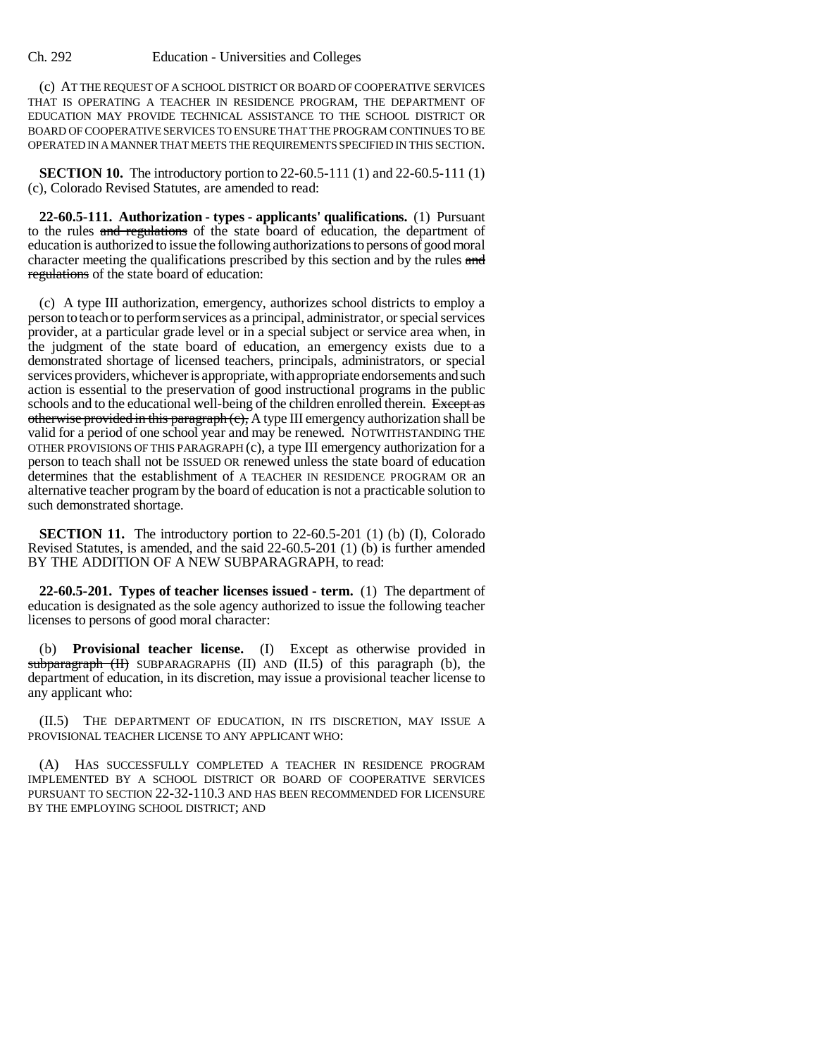(c) AT THE REQUEST OF A SCHOOL DISTRICT OR BOARD OF COOPERATIVE SERVICES THAT IS OPERATING A TEACHER IN RESIDENCE PROGRAM, THE DEPARTMENT OF EDUCATION MAY PROVIDE TECHNICAL ASSISTANCE TO THE SCHOOL DISTRICT OR BOARD OF COOPERATIVE SERVICES TO ENSURE THAT THE PROGRAM CONTINUES TO BE OPERATED IN A MANNER THAT MEETS THE REQUIREMENTS SPECIFIED IN THIS SECTION.

**SECTION 10.** The introductory portion to 22-60.5-111 (1) and 22-60.5-111 (1) (c), Colorado Revised Statutes, are amended to read:

**22-60.5-111. Authorization - types - applicants' qualifications.** (1) Pursuant to the rules ~~and regulations~~ of the state board of education, the department of education is authorized to issue the following authorizations to persons of good moral character meeting the qualifications prescribed by this section and by the rules ~~and regulations~~ of the state board of education:

(c) A type III authorization, emergency, authorizes school districts to employ a person to teach or to perform services as a principal, administrator, or special services provider, at a particular grade level or in a special subject or service area when, in the judgment of the state board of education, an emergency exists due to a demonstrated shortage of licensed teachers, principals, administrators, or special services providers, whichever is appropriate, with appropriate endorsements and such action is essential to the preservation of good instructional programs in the public schools and to the educational well-being of the children enrolled therein. ~~Except as otherwise provided in this paragraph (c),~~ A type III emergency authorization shall be valid for a period of one school year and may be renewed. NOTWITHSTANDING THE OTHER PROVISIONS OF THIS PARAGRAPH (c), a type III emergency authorization for a person to teach shall not be ISSUED OR renewed unless the state board of education determines that the establishment of A TEACHER IN RESIDENCE PROGRAM OR an alternative teacher program by the board of education is not a practicable solution to such demonstrated shortage.

**SECTION 11.** The introductory portion to 22-60.5-201 (1) (b) (I), Colorado Revised Statutes, is amended, and the said 22-60.5-201 (1) (b) is further amended BY THE ADDITION OF A NEW SUBPARAGRAPH, to read:

**22-60.5-201. Types of teacher licenses issued - term.** (1) The department of education is designated as the sole agency authorized to issue the following teacher licenses to persons of good moral character:

(b) **Provisional teacher license.** (I) Except as otherwise provided in ~~subparagraph (II)~~ SUBPARAGRAPHS (II) AND (II.5) of this paragraph (b), the department of education, in its discretion, may issue a provisional teacher license to any applicant who:

(II.5) THE DEPARTMENT OF EDUCATION, IN ITS DISCRETION, MAY ISSUE A PROVISIONAL TEACHER LICENSE TO ANY APPLICANT WHO:

(A) HAS SUCCESSFULLY COMPLETED A TEACHER IN RESIDENCE PROGRAM IMPLEMENTED BY A SCHOOL DISTRICT OR BOARD OF COOPERATIVE SERVICES PURSUANT TO SECTION 22-32-110.3 AND HAS BEEN RECOMMENDED FOR LICENSURE BY THE EMPLOYING SCHOOL DISTRICT; AND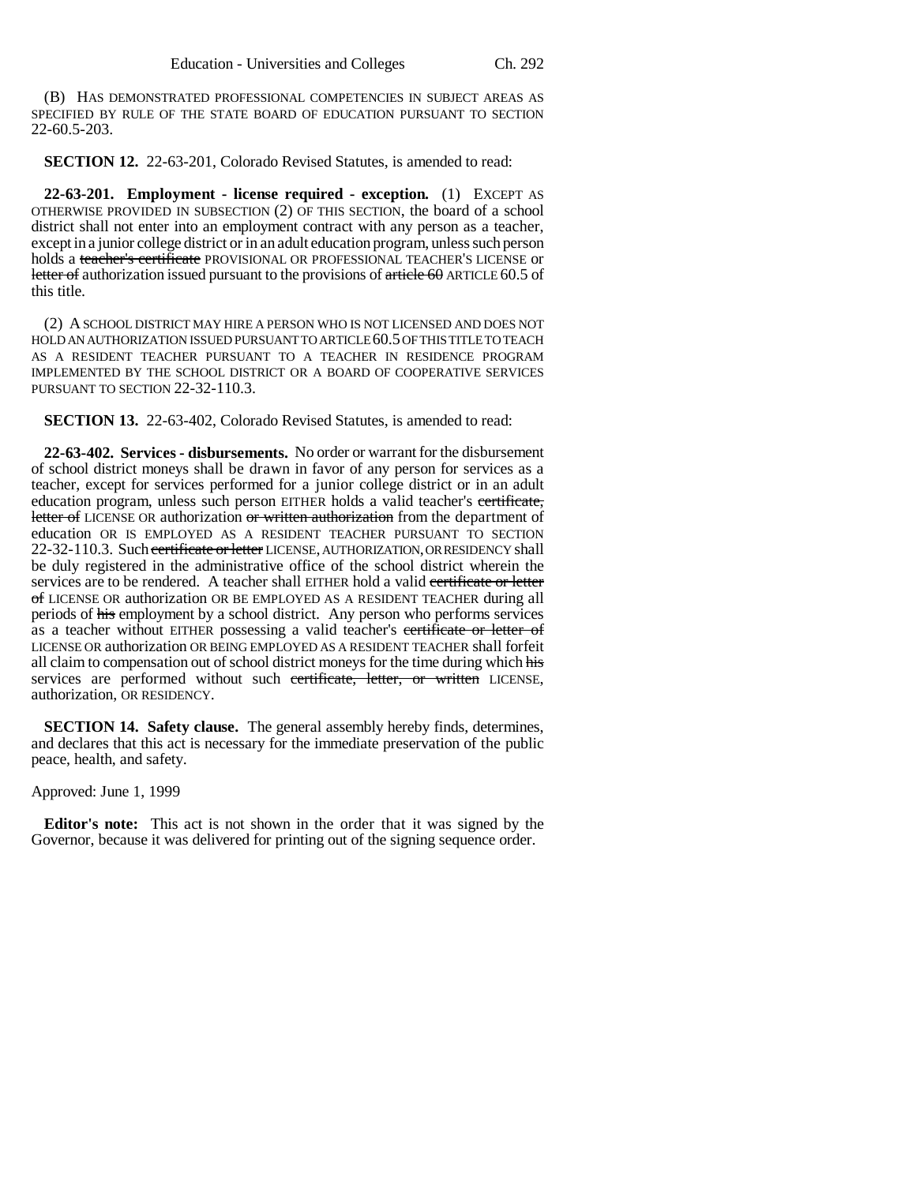(B) HAS DEMONSTRATED PROFESSIONAL COMPETENCIES IN SUBJECT AREAS AS SPECIFIED BY RULE OF THE STATE BOARD OF EDUCATION PURSUANT TO SECTION 22-60.5-203.

**SECTION 12.** 22-63-201, Colorado Revised Statutes, is amended to read:

**22-63-201. Employment - license required - exception.** (1) EXCEPT AS OTHERWISE PROVIDED IN SUBSECTION (2) OF THIS SECTION, the board of a school district shall not enter into an employment contract with any person as a teacher, except in a junior college district or in an adult education program, unless such person holds a ~~teacher's certificate~~ PROVISIONAL OR PROFESSIONAL TEACHER'S LICENSE or ~~letter of~~ authorization issued pursuant to the provisions of ~~article 60~~ ARTICLE 60.5 of this title.

(2) A SCHOOL DISTRICT MAY HIRE A PERSON WHO IS NOT LICENSED AND DOES NOT HOLD AN AUTHORIZATION ISSUED PURSUANT TO ARTICLE 60.5 OF THIS TITLE TO TEACH AS A RESIDENT TEACHER PURSUANT TO A TEACHER IN RESIDENCE PROGRAM IMPLEMENTED BY THE SCHOOL DISTRICT OR A BOARD OF COOPERATIVE SERVICES PURSUANT TO SECTION 22-32-110.3.

**SECTION 13.** 22-63-402, Colorado Revised Statutes, is amended to read:

**22-63-402. Services - disbursements.** No order or warrant for the disbursement of school district moneys shall be drawn in favor of any person for services as a teacher, except for services performed for a junior college district or in an adult education program, unless such person EITHER holds a valid teacher's ~~certificate, letter of~~ LICENSE OR authorization ~~or written authorization~~ from the department of education OR IS EMPLOYED AS A RESIDENT TEACHER PURSUANT TO SECTION 22-32-110.3. Such ~~certificate or letter~~ LICENSE, AUTHORIZATION, OR RESIDENCY shall be duly registered in the administrative office of the school district wherein the services are to be rendered. A teacher shall EITHER hold a valid ~~certificate or letter of~~ LICENSE OR authorization OR BE EMPLOYED AS A RESIDENT TEACHER during all periods of ~~his~~ employment by a school district. Any person who performs services as a teacher without EITHER possessing a valid teacher's ~~certificate or letter of~~ LICENSE OR authorization OR BEING EMPLOYED AS A RESIDENT TEACHER shall forfeit all claim to compensation out of school district moneys for the time during which ~~his~~ services are performed without such ~~certificate, letter, or written~~ LICENSE, authorization, OR RESIDENCY.

**SECTION 14. Safety clause.** The general assembly hereby finds, determines, and declares that this act is necessary for the immediate preservation of the public peace, health, and safety.

Approved: June 1, 1999

**Editor's note:** This act is not shown in the order that it was signed by the Governor, because it was delivered for printing out of the signing sequence order.